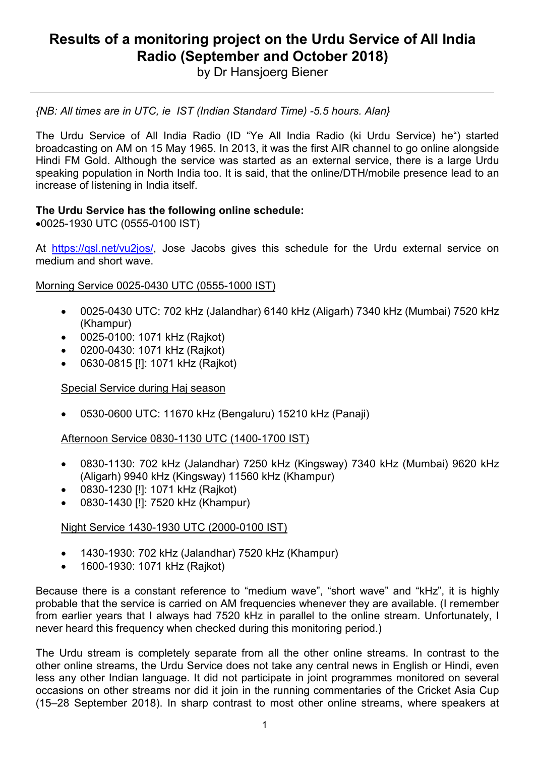# Results of a monitoring project on the Urdu Service of All India Radio (September and October 2018)

by Dr Hansjoerg Biener

---

*{NB: All times are in UTC, ie IST (Indian Standard Time) -5.5 hours. Alan}*

The Urdu Service of All India Radio (ID "Ye All India Radio (ki Urdu Service) he") started broadcasting on AM on 15 May 1965. In 2013, it was the first AIR channel to go online alongside Hindi FM Gold. Although the service was started as an external service, there is a large Urdu speaking population in North India too. It is said, that the online/DTH/mobile presence lead to an increase of listening in India itself.

**The Urdu Service has the following online schedule:**

- 0025-1930 UTC (0555-0100 IST)

At https://qsl.net/vu2jos/, Jose Jacobs gives this schedule for the Urdu external service on medium and short wave.

<u>Morning Service 0025-0430 UTC (0555-1000 IST)</u>

- 0025-0430 UTC: 702 kHz (Jalandhar) 6140 kHz (Aligarh) 7340 kHz (Mumbai) 7520 kHz (Khampur)
- 0025-0100: 1071 kHz (Rajkot)
- 0200-0430: 1071 kHz (Rajkot)
- 0630-0815 [!]: 1071 kHz (Rajkot)

<u>Special Service during Haj season</u>

- 0530-0600 UTC: 11670 kHz (Bengaluru) 15210 kHz (Panaji)

<u>Afternoon Service 0830-1130 UTC (1400-1700 IST)</u>

- 0830-1130: 702 kHz (Jalandhar) 7250 kHz (Kingsway) 7340 kHz (Mumbai) 9620 kHz (Aligarh) 9940 kHz (Kingsway) 11560 kHz (Khampur)
- 0830-1230 [!]: 1071 kHz (Rajkot)
- 0830-1430 [!]: 7520 kHz (Khampur)

<u>Night Service 1430-1930 UTC (2000-0100 IST)</u>

- 1430-1930: 702 kHz (Jalandhar) 7520 kHz (Khampur)
- 1600-1930: 1071 kHz (Rajkot)

Because there is a constant reference to "medium wave", "short wave" and "kHz", it is highly probable that the service is carried on AM frequencies whenever they are available. (I remember from earlier years that I always had 7520 kHz in parallel to the online stream. Unfortunately, I never heard this frequency when checked during this monitoring period.)

The Urdu stream is completely separate from all the other online streams. In contrast to the other online streams, the Urdu Service does not take any central news in English or Hindi, even less any other Indian language. It did not participate in joint programmes monitored on several occasions on other streams nor did it join in the running commentaries of the Cricket Asia Cup (15–28 September 2018). In sharp contrast to most other online streams, where speakers at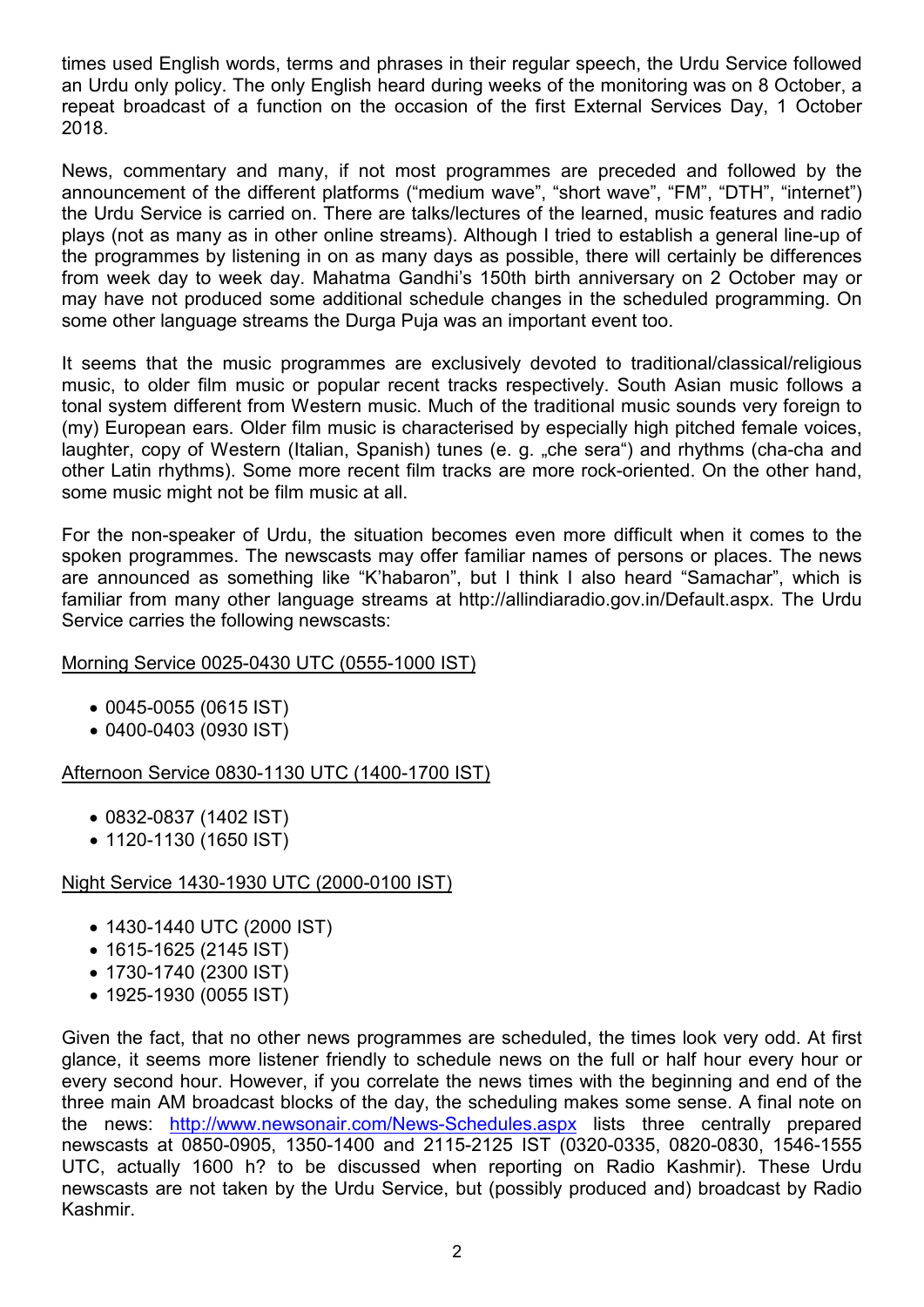times used English words, terms and phrases in their regular speech, the Urdu Service followed an Urdu only policy. The only English heard during weeks of the monitoring was on 8 October, a repeat broadcast of a function on the occasion of the first External Services Day, 1 October 2018.

News, commentary and many, if not most programmes are preceded and followed by the announcement of the different platforms ("medium wave", "short wave", "FM", "DTH", "internet") the Urdu Service is carried on. There are talks/lectures of the learned, music features and radio plays (not as many as in other online streams). Although I tried to establish a general line-up of the programmes by listening in on as many days as possible, there will certainly be differences from week day to week day. Mahatma Gandhi's 150th birth anniversary on 2 October may or may have not produced some additional schedule changes in the scheduled programming. On some other language streams the Durga Puja was an important event too.

It seems that the music programmes are exclusively devoted to traditional/classical/religious music, to older film music or popular recent tracks respectively. South Asian music follows a tonal system different from Western music. Much of the traditional music sounds very foreign to (my) European ears. Older film music is characterised by especially high pitched female voices, laughter, copy of Western (Italian, Spanish) tunes (e. g. „che sera") and rhythms (cha-cha and other Latin rhythms). Some more recent film tracks are more rock-oriented. On the other hand, some music might not be film music at all.

For the non-speaker of Urdu, the situation becomes even more difficult when it comes to the spoken programmes. The newscasts may offer familiar names of persons or places. The news are announced as something like "K'habaron", but I think I also heard "Samachar", which is familiar from many other language streams at http://allindiaradio.gov.in/Default.aspx. The Urdu Service carries the following newscasts:

Morning Service 0025-0430 UTC (0555-1000 IST)

- 0045-0055 (0615 IST)
- 0400-0403 (0930 IST)

Afternoon Service 0830-1130 UTC (1400-1700 IST)

- 0832-0837 (1402 IST)
- 1120-1130 (1650 IST)

Night Service 1430-1930 UTC (2000-0100 IST)

- 1430-1440 UTC (2000 IST)
- 1615-1625 (2145 IST)
- 1730-1740 (2300 IST)
- 1925-1930 (0055 IST)

Given the fact, that no other news programmes are scheduled, the times look very odd. At first glance, it seems more listener friendly to schedule news on the full or half hour every hour or every second hour. However, if you correlate the news times with the beginning and end of the three main AM broadcast blocks of the day, the scheduling makes some sense. A final note on the news: http://www.newsonair.com/News-Schedules.aspx lists three centrally prepared newscasts at 0850-0905, 1350-1400 and 2115-2125 IST (0320-0335, 0820-0830, 1546-1555 UTC, actually 1600 h? to be discussed when reporting on Radio Kashmir). These Urdu newscasts are not taken by the Urdu Service, but (possibly produced and) broadcast by Radio Kashmir.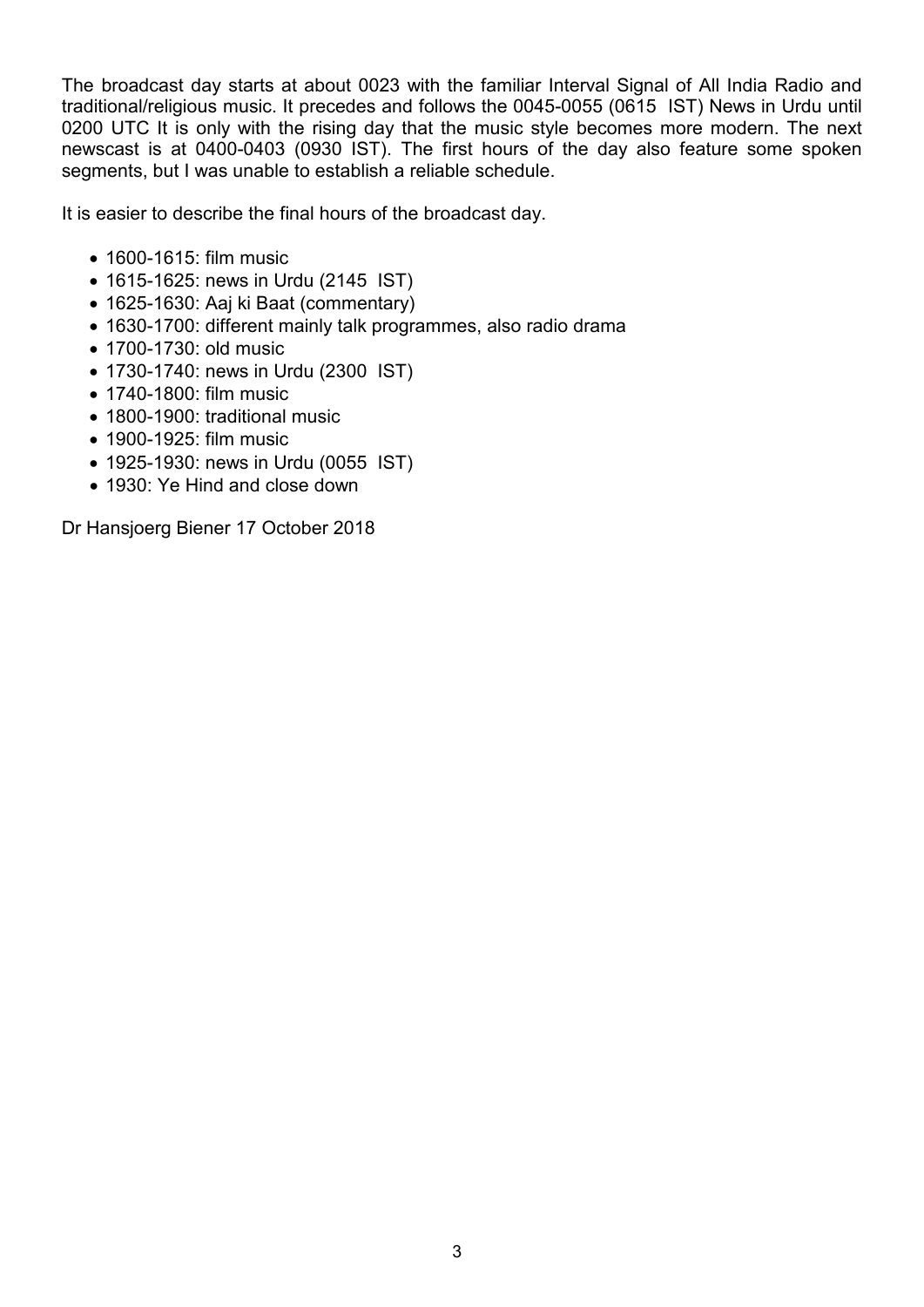The broadcast day starts at about 0023 with the familiar Interval Signal of All India Radio and traditional/religious music. It precedes and follows the 0045-0055 (0615 IST) News in Urdu until 0200 UTC It is only with the rising day that the music style becomes more modern. The next newscast is at 0400-0403 (0930 IST). The first hours of the day also feature some spoken segments, but I was unable to establish a reliable schedule.

It is easier to describe the final hours of the broadcast day.

- 1600-1615: film music
- 1615-1625: news in Urdu (2145 IST)
- 1625-1630: Aaj ki Baat (commentary)
- 1630-1700: different mainly talk programmes, also radio drama
- 1700-1730: old music
- 1730-1740: news in Urdu (2300 IST)
- 1740-1800: film music
- 1800-1900: traditional music
- 1900-1925: film music
- 1925-1930: news in Urdu (0055 IST)
- 1930: Ye Hind and close down

Dr Hansjoerg Biener 17 October 2018